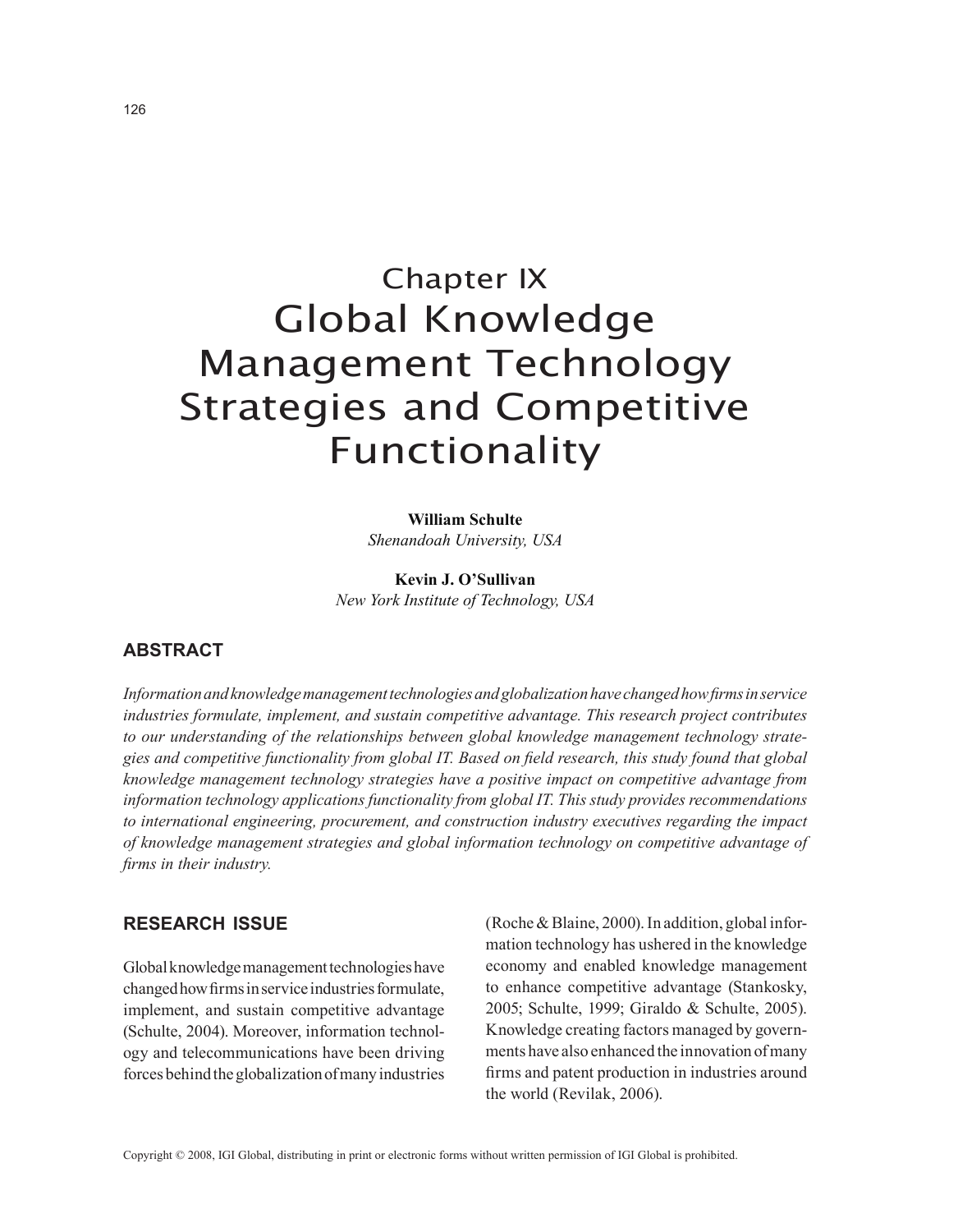# Chapter IX
# Global Knowledge Management Technology Strategies and Competitive Functionality

**William Schulte**
*Shenandoah University, USA*

**Kevin J. O'Sullivan**
*New York Institute of Technology, USA*

## ABSTRACT

*Information and knowledge management technologies and globalization have changed how firms in service industries formulate, implement, and sustain competitive advantage. This research project contributes to our understanding of the relationships between global knowledge management technology strategies and competitive functionality from global IT. Based on field research, this study found that global knowledge management technology strategies have a positive impact on competitive advantage from information technology applications functionality from global IT. This study provides recommendations to international engineering, procurement, and construction industry executives regarding the impact of knowledge management strategies and global information technology on competitive advantage of firms in their industry.*

## RESEARCH ISSUE

Global knowledge management technologies have changed how firms in service industries formulate, implement, and sustain competitive advantage (Schulte, 2004). Moreover, information technology and telecommunications have been driving forces behind the globalization of many industries (Roche & Blaine, 2000). In addition, global information technology has ushered in the knowledge economy and enabled knowledge management to enhance competitive advantage (Stankosky, 2005; Schulte, 1999; Giraldo & Schulte, 2005). Knowledge creating factors managed by governments have also enhanced the innovation of many firms and patent production in industries around the world (Revilak, 2006).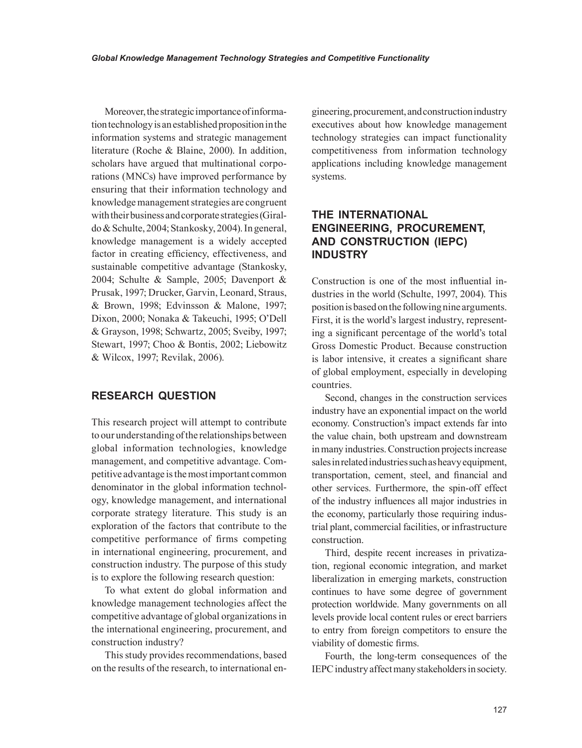Moreover, the strategic importance of information technology is an established proposition in the information systems and strategic management literature (Roche & Blaine, 2000). In addition, scholars have argued that multinational corporations (MNCs) have improved performance by ensuring that their information technology and knowledge management strategies are congruent with their business and corporate strategies (Giraldo & Schulte, 2004; Stankosky, 2004). In general, knowledge management is a widely accepted factor in creating efficiency, effectiveness, and sustainable competitive advantage (Stankosky, 2004; Schulte & Sample, 2005; Davenport & Prusak, 1997; Drucker, Garvin, Leonard, Straus, & Brown, 1998; Edvinsson & Malone, 1997; Dixon, 2000; Nonaka & Takeuchi, 1995; O'Dell & Grayson, 1998; Schwartz, 2005; Sveiby, 1997; Stewart, 1997; Choo & Bontis, 2002; Liebowitz & Wilcox, 1997; Revilak, 2006).

## RESEARCH QUESTION

This research project will attempt to contribute to our understanding of the relationships between global information technologies, knowledge management, and competitive advantage. Competitive advantage is the most important common denominator in the global information technology, knowledge management, and international corporate strategy literature. This study is an exploration of the factors that contribute to the competitive performance of firms competing in international engineering, procurement, and construction industry. The purpose of this study is to explore the following research question:

To what extent do global information and knowledge management technologies affect the competitive advantage of global organizations in the international engineering, procurement, and construction industry?

This study provides recommendations, based on the results of the research, to international engineering, procurement, and construction industry executives about how knowledge management technology strategies can impact functionality competitiveness from information technology applications including knowledge management systems.

## THE INTERNATIONAL ENGINEERING, PROCUREMENT, AND CONSTRUCTION (IEPC) INDUSTRY

Construction is one of the most influential industries in the world (Schulte, 1997, 2004). This position is based on the following nine arguments. First, it is the world's largest industry, representing a significant percentage of the world's total Gross Domestic Product. Because construction is labor intensive, it creates a significant share of global employment, especially in developing countries.

Second, changes in the construction services industry have an exponential impact on the world economy. Construction's impact extends far into the value chain, both upstream and downstream in many industries. Construction projects increase sales in related industries such as heavy equipment, transportation, cement, steel, and financial and other services. Furthermore, the spin-off effect of the industry influences all major industries in the economy, particularly those requiring industrial plant, commercial facilities, or infrastructure construction.

Third, despite recent increases in privatization, regional economic integration, and market liberalization in emerging markets, construction continues to have some degree of government protection worldwide. Many governments on all levels provide local content rules or erect barriers to entry from foreign competitors to ensure the viability of domestic firms.

Fourth, the long-term consequences of the IEPC industry affect many stakeholders in society.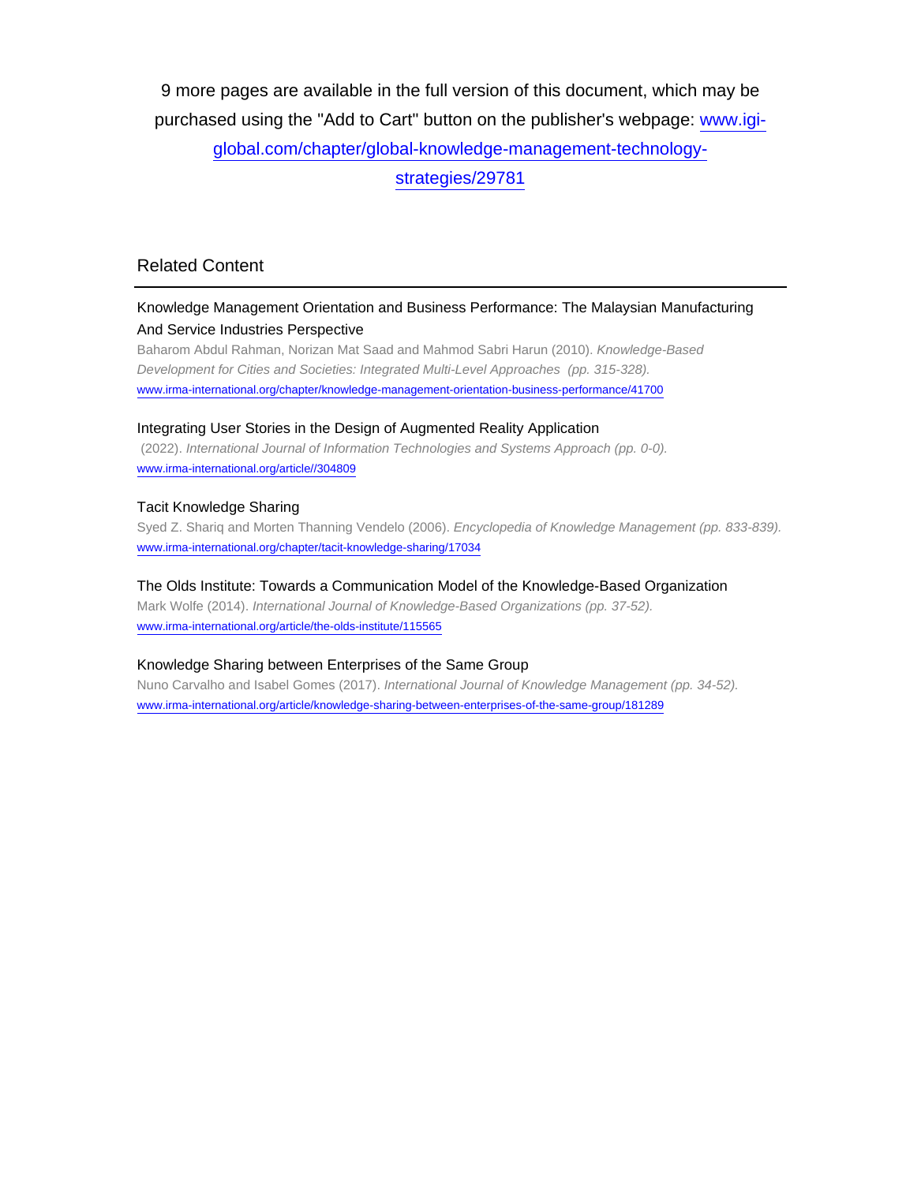9 more pages are available in the full version of this document, which may be purchased using the "Add to Cart" button on the publisher's webpage: [www.igi-global.com/chapter/global-knowledge-management-technology-strategies/29781](www.igi-global.com/chapter/global-knowledge-management-technology-strategies/29781)

## Related Content

Knowledge Management Orientation and Business Performance: The Malaysian Manufacturing And Service Industries Perspective

Baharom Abdul Rahman, Norizan Mat Saad and Mahmod Sabri Harun (2010). *Knowledge-Based Development for Cities and Societies: Integrated Multi-Level Approaches (pp. 315-328).*

[www.irma-international.org/chapter/knowledge-management-orientation-business-performance/41700](www.irma-international.org/chapter/knowledge-management-orientation-business-performance/41700)

Integrating User Stories in the Design of Augmented Reality Application

(2022). *International Journal of Information Technologies and Systems Approach (pp. 0-0).*

[www.irma-international.org/article//304809](www.irma-international.org/article//304809)

Tacit Knowledge Sharing

Syed Z. Shariq and Morten Thanning Vendelo (2006). *Encyclopedia of Knowledge Management (pp. 833-839).*

[www.irma-international.org/chapter/tacit-knowledge-sharing/17034](www.irma-international.org/chapter/tacit-knowledge-sharing/17034)

The Olds Institute: Towards a Communication Model of the Knowledge-Based Organization

Mark Wolfe (2014). *International Journal of Knowledge-Based Organizations (pp. 37-52).*

[www.irma-international.org/article/the-olds-institute/115565](www.irma-international.org/article/the-olds-institute/115565)

Knowledge Sharing between Enterprises of the Same Group

Nuno Carvalho and Isabel Gomes (2017). *International Journal of Knowledge Management (pp. 34-52).*

[www.irma-international.org/article/knowledge-sharing-between-enterprises-of-the-same-group/181289](www.irma-international.org/article/knowledge-sharing-between-enterprises-of-the-same-group/181289)